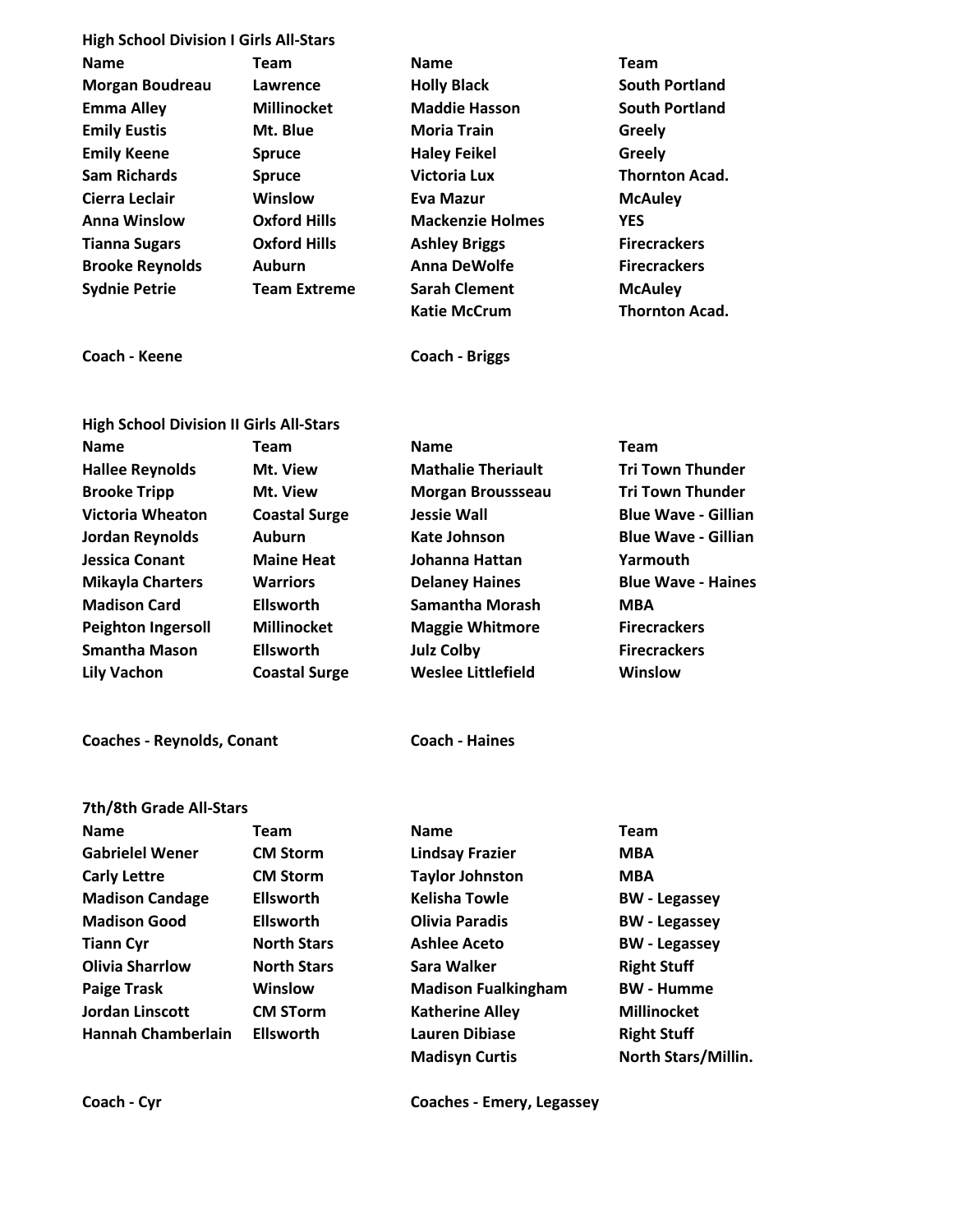## High School Division I Girls All-Stars

| Name | Team | Name | Team |
| --- | --- | --- | --- |
| Morgan Boudreau | Lawrence | Holly Black | South Portland |
| Emma Alley | Millinocket | Maddie Hasson | South Portland |
| Emily Eustis | Mt. Blue | Moria Train | Greely |
| Emily Keene | Spruce | Haley Feikel | Greely |
| Sam Richards | Spruce | Victoria Lux | Thornton Acad. |
| Cierra Leclair | Winslow | Eva Mazur | McAuley |
| Anna Winslow | Oxford Hills | Mackenzie Holmes | YES |
| Tianna Sugars | Oxford Hills | Ashley Briggs | Firecrackers |
| Brooke Reynolds | Auburn | Anna DeWolfe | Firecrackers |
| Sydnie Petrie | Team Extreme | Sarah Clement | McAuley |
| | | Katie McCrum | Thornton Acad. |

**Coach - Keene** | **Coach - Briggs**

## High School Division II Girls All-Stars

| Name | Team | Name | Team |
| --- | --- | --- | --- |
| Hallee Reynolds | Mt. View | Mathalie Theriault | Tri Town Thunder |
| Brooke Tripp | Mt. View | Morgan Broussseau | Tri Town Thunder |
| Victoria Wheaton | Coastal Surge | Jessie Wall | Blue Wave - Gillian |
| Jordan Reynolds | Auburn | Kate Johnson | Blue Wave - Gillian |
| Jessica Conant | Maine Heat | Johanna Hattan | Yarmouth |
| Mikayla Charters | Warriors | Delaney Haines | Blue Wave - Haines |
| Madison Card | Ellsworth | Samantha Morash | MBA |
| Peighton Ingersoll | Millinocket | Maggie Whitmore | Firecrackers |
| Smantha Mason | Ellsworth | Julz Colby | Firecrackers |
| Lily Vachon | Coastal Surge | Weslee Littlefield | Winslow |

**Coaches - Reynolds, Conant** | **Coach - Haines**

## 7th/8th Grade All-Stars

| Name | Team | Name | Team |
| --- | --- | --- | --- |
| Gabrielel Wener | CM Storm | Lindsay Frazier | MBA |
| Carly Lettre | CM Storm | Taylor Johnston | MBA |
| Madison Candage | Ellsworth | Kelisha Towle | BW - Legassey |
| Madison Good | Ellsworth | Olivia Paradis | BW - Legassey |
| Tiann Cyr | North Stars | Ashlee Aceto | BW - Legassey |
| Olivia Sharrlow | North Stars | Sara Walker | Right Stuff |
| Paige Trask | Winslow | Madison Fualkingham | BW - Humme |
| Jordan Linscott | CM STorm | Katherine Alley | Millinocket |
| Hannah Chamberlain | Ellsworth | Lauren Dibiase | Right Stuff |
| | | Madisyn Curtis | North Stars/Millin. |

**Coach - Cyr** | **Coaches - Emery, Legassey**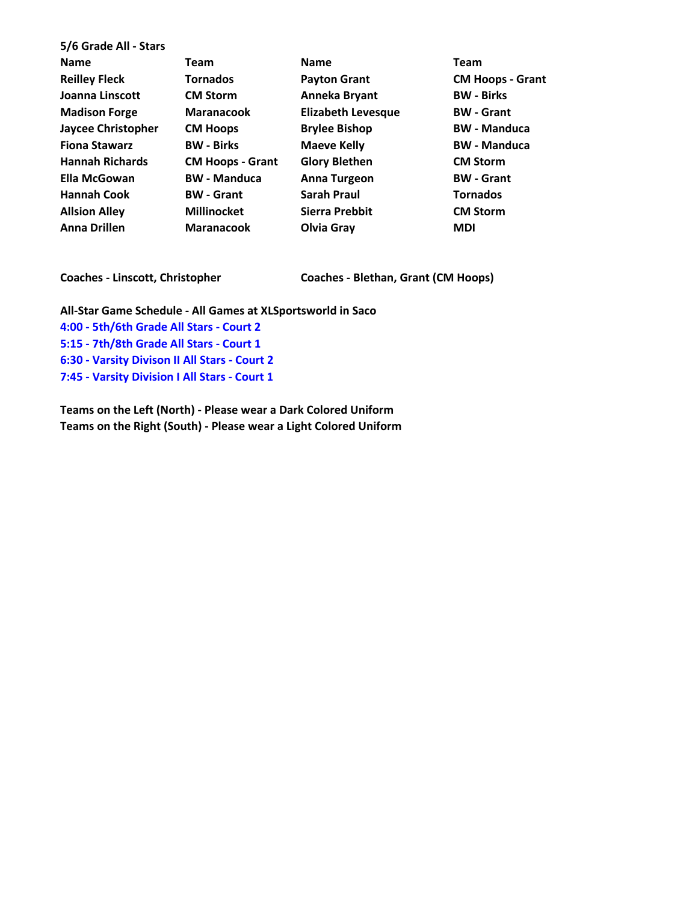**5/6 Grade All - Stars**

| Name | Team | Name | Team |
|---|---|---|---|
| Reilley Fleck | Tornados | Payton Grant | CM Hoops - Grant |
| Joanna Linscott | CM Storm | Anneka Bryant | BW - Birks |
| Madison Forge | Maranacook | Elizabeth Levesque | BW - Grant |
| Jaycee Christopher | CM Hoops | Brylee Bishop | BW - Manduca |
| Fiona Stawarz | BW - Birks | Maeve Kelly | BW - Manduca |
| Hannah Richards | CM Hoops - Grant | Glory Blethen | CM Storm |
| Ella McGowan | BW - Manduca | Anna Turgeon | BW - Grant |
| Hannah Cook | BW - Grant | Sarah Praul | Tornados |
| Allsion Alley | Millinocket | Sierra Prebbit | CM Storm |
| Anna Drillen | Maranacook | Olvia Gray | MDI |

**Coaches - Linscott, Christopher**

**Coaches - Blethan, Grant (CM Hoops)**

**All-Star Game Schedule - All Games at XLSportsworld in Saco**

**4:00 - 5th/6th Grade All Stars - Court 2**
**5:15 - 7th/8th Grade All Stars - Court 1**
**6:30 - Varsity Divison II All Stars - Court 2**
**7:45 - Varsity Division I All Stars - Court 1**

**Teams on the Left (North) - Please wear a Dark Colored Uniform**
**Teams on the Right (South) - Please wear a Light Colored Uniform**